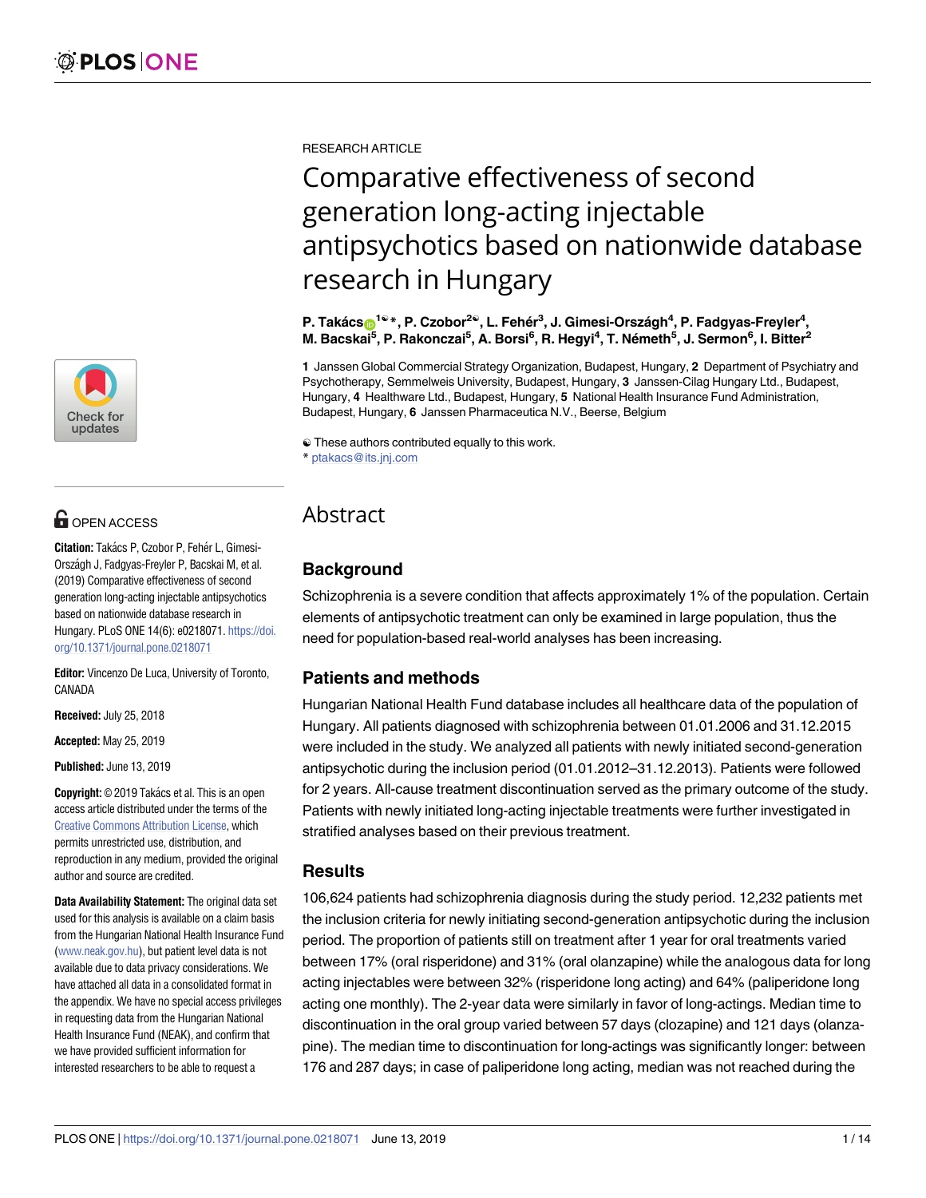RESEARCH ARTICLE

# Comparative effectiveness of second generation long-acting injectable antipsychotics based on nationwide database research in Hungary

**P. Takács[1☯*], P. Czobor[2☯], L. Fehér[3], J. Gimesi-Országh[4], P. Fadgyas-Freyler[4], M. Bacskai[5], P. Rakonczai[5], A. Borsi[6], R. Hegyi[4], T. Németh[5], J. Sermon[6], I. Bitter[2]**

**1** Janssen Global Commercial Strategy Organization, Budapest, Hungary, **2** Department of Psychiatry and Psychotherapy, Semmelweis University, Budapest, Hungary, **3** Janssen-Cilag Hungary Ltd., Budapest, Hungary, **4** Healthware Ltd., Budapest, Hungary, **5** National Health Insurance Fund Administration, Budapest, Hungary, **6** Janssen Pharmaceutica N.V., Beerse, Belgium

☯ These authors contributed equally to this work.
* ptakacs@its.jnj.com

OPEN ACCESS

**Citation:** Takács P, Czobor P, Fehér L, Gimesi-Országh J, Fadgyas-Freyler P, Bacskai M, et al. (2019) Comparative effectiveness of second generation long-acting injectable antipsychotics based on nationwide database research in Hungary. PLoS ONE 14(6): e0218071. https://doi.org/10.1371/journal.pone.0218071

**Editor:** Vincenzo De Luca, University of Toronto, CANADA

**Received:** July 25, 2018

**Accepted:** May 25, 2019

**Published:** June 13, 2019

**Copyright:** © 2019 Takács et al. This is an open access article distributed under the terms of the Creative Commons Attribution License, which permits unrestricted use, distribution, and reproduction in any medium, provided the original author and source are credited.

**Data Availability Statement:** The original data set used for this analysis is available on a claim basis from the Hungarian National Health Insurance Fund (www.neak.gov.hu), but patient level data is not available due to data privacy considerations. We have attached all data in a consolidated format in the appendix. We have no special access privileges in requesting data from the Hungarian National Health Insurance Fund (NEAK), and confirm that we have provided sufficient information for interested researchers to be able to request a

## Abstract

### Background

Schizophrenia is a severe condition that affects approximately 1% of the population. Certain elements of antipsychotic treatment can only be examined in large population, thus the need for population-based real-world analyses has been increasing.

### Patients and methods

Hungarian National Health Fund database includes all healthcare data of the population of Hungary. All patients diagnosed with schizophrenia between 01.01.2006 and 31.12.2015 were included in the study. We analyzed all patients with newly initiated second-generation antipsychotic during the inclusion period (01.01.2012–31.12.2013). Patients were followed for 2 years. All-cause treatment discontinuation served as the primary outcome of the study. Patients with newly initiated long-acting injectable treatments were further investigated in stratified analyses based on their previous treatment.

### Results

106,624 patients had schizophrenia diagnosis during the study period. 12,232 patients met the inclusion criteria for newly initiating second-generation antipsychotic during the inclusion period. The proportion of patients still on treatment after 1 year for oral treatments varied between 17% (oral risperidone) and 31% (oral olanzapine) while the analogous data for long acting injectables were between 32% (risperidone long acting) and 64% (paliperidone long acting one monthly). The 2-year data were similarly in favor of long-actings. Median time to discontinuation in the oral group varied between 57 days (clozapine) and 121 days (olanzapine). The median time to discontinuation for long-actings was significantly longer: between 176 and 287 days; in case of paliperidone long acting, median was not reached during the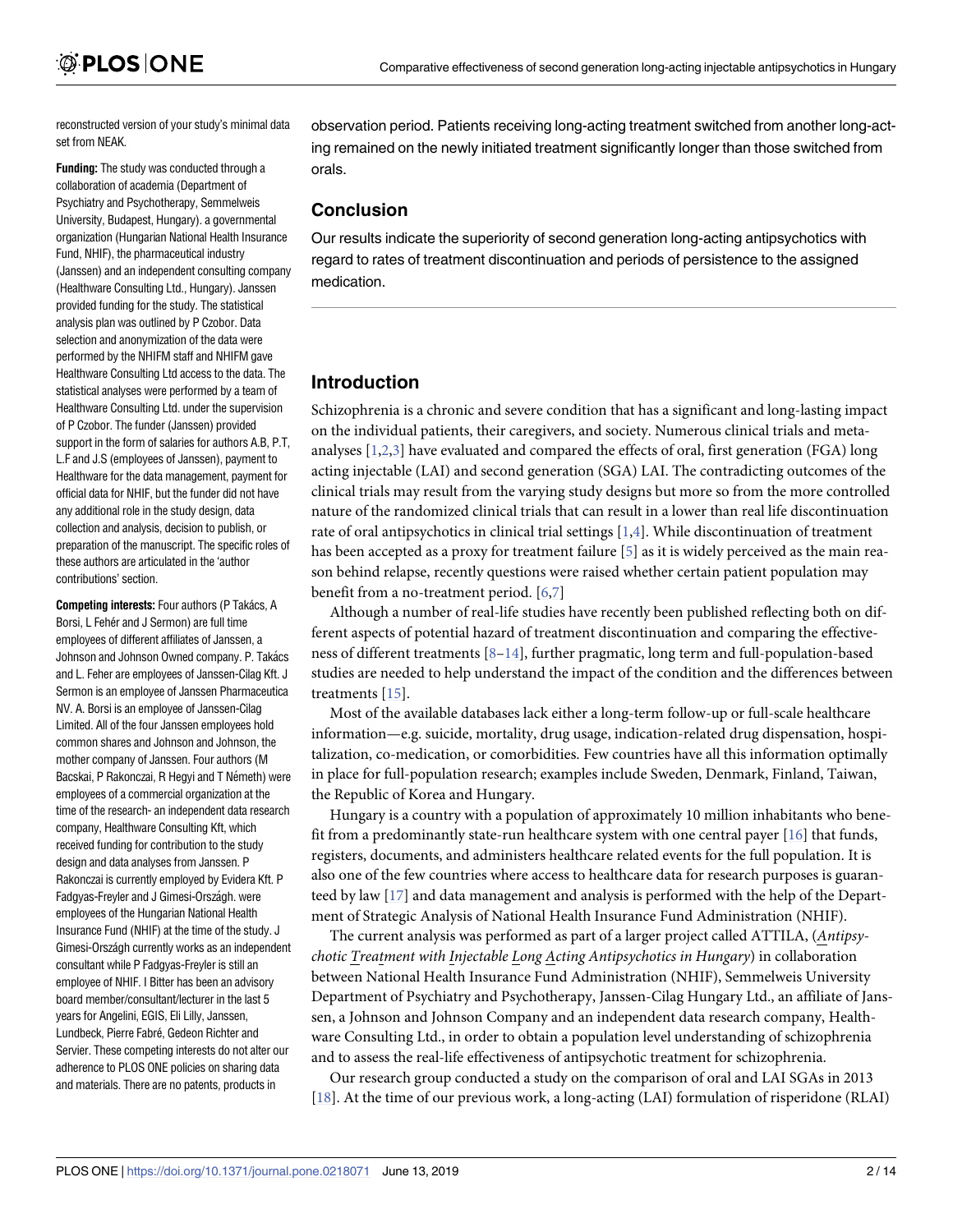reconstructed version of your study's minimal data set from NEAK.

**Funding:** The study was conducted through a collaboration of academia (Department of Psychiatry and Psychotherapy, Semmelweis University, Budapest, Hungary). a governmental organization (Hungarian National Health Insurance Fund, NHIF), the pharmaceutical industry (Janssen) and an independent consulting company (Healthware Consulting Ltd., Hungary). Janssen provided funding for the study. The statistical analysis plan was outlined by P Czobor. Data selection and anonymization of the data were performed by the NHIFM staff and NHIFM gave Healthware Consulting Ltd access to the data. The statistical analyses were performed by a team of Healthware Consulting Ltd. under the supervision of P Czobor. The funder (Janssen) provided support in the form of salaries for authors A.B, P.T, L.F and J.S (employees of Janssen), payment to Healthware for the data management, payment for official data for NHIF, but the funder did not have any additional role in the study design, data collection and analysis, decision to publish, or preparation of the manuscript. The specific roles of these authors are articulated in the 'author contributions' section.

**Competing interests:** Four authors (P Takács, A Borsi, L Fehér and J Sermon) are full time employees of different affiliates of Janssen, a Johnson and Johnson Owned company. P. Takács and L. Feher are employees of Janssen-Cilag Kft. J Sermon is an employee of Janssen Pharmaceutica NV. A. Borsi is an employee of Janssen-Cilag Limited. All of the four Janssen employees hold common shares and Johnson and Johnson, the mother company of Janssen. Four authors (M Bacskai, P Rakonczai, R Hegyi and T Németh) were employees of a commercial organization at the time of the research- an independent data research company, Healthware Consulting Kft, which received funding for contribution to the study design and data analyses from Janssen. P Rakonczai is currently employed by Evidera Kft. P Fadgyas-Freyler and J Gimesi-Országh. were employees of the Hungarian National Health Insurance Fund (NHIF) at the time of the study. J Gimesi-Országh currently works as an independent consultant while P Fadgyas-Freyler is still an employee of NHIF. I Bitter has been an advisory board member/consultant/lecturer in the last 5 years for Angelini, EGIS, Eli Lilly, Janssen, Lundbeck, Pierre Fabré, Gedeon Richter and Servier. These competing interests do not alter our adherence to PLOS ONE policies on sharing data and materials. There are no patents, products in

observation period. Patients receiving long-acting treatment switched from another long-acting remained on the newly initiated treatment significantly longer than those switched from orals.

## Conclusion

Our results indicate the superiority of second generation long-acting antipsychotics with regard to rates of treatment discontinuation and periods of persistence to the assigned medication.

## Introduction

Schizophrenia is a chronic and severe condition that has a significant and long-lasting impact on the individual patients, their caregivers, and society. Numerous clinical trials and meta-analyses [1,2,3] have evaluated and compared the effects of oral, first generation (FGA) long acting injectable (LAI) and second generation (SGA) LAI. The contradicting outcomes of the clinical trials may result from the varying study designs but more so from the more controlled nature of the randomized clinical trials that can result in a lower than real life discontinuation rate of oral antipsychotics in clinical trial settings [1,4]. While discontinuation of treatment has been accepted as a proxy for treatment failure [5] as it is widely perceived as the main reason behind relapse, recently questions were raised whether certain patient population may benefit from a no-treatment period. [6,7]

Although a number of real-life studies have recently been published reflecting both on different aspects of potential hazard of treatment discontinuation and comparing the effectiveness of different treatments [8–14], further pragmatic, long term and full-population-based studies are needed to help understand the impact of the condition and the differences between treatments [15].

Most of the available databases lack either a long-term follow-up or full-scale healthcare information—e.g. suicide, mortality, drug usage, indication-related drug dispensation, hospitalization, co-medication, or comorbidities. Few countries have all this information optimally in place for full-population research; examples include Sweden, Denmark, Finland, Taiwan, the Republic of Korea and Hungary.

Hungary is a country with a population of approximately 10 million inhabitants who benefit from a predominantly state-run healthcare system with one central payer [16] that funds, registers, documents, and administers healthcare related events for the full population. It is also one of the few countries where access to healthcare data for research purposes is guaranteed by law [17] and data management and analysis is performed with the help of the Department of Strategic Analysis of National Health Insurance Fund Administration (NHIF).

The current analysis was performed as part of a larger project called ATTILA, (*Antipsychotic Treatment with Injectable Long Acting Antipsychotics in Hungary*) in collaboration between National Health Insurance Fund Administration (NHIF), Semmelweis University Department of Psychiatry and Psychotherapy, Janssen-Cilag Hungary Ltd., an affiliate of Janssen, a Johnson and Johnson Company and an independent data research company, Healthware Consulting Ltd., in order to obtain a population level understanding of schizophrenia and to assess the real-life effectiveness of antipsychotic treatment for schizophrenia.

Our research group conducted a study on the comparison of oral and LAI SGAs in 2013 [18]. At the time of our previous work, a long-acting (LAI) formulation of risperidone (RLAI)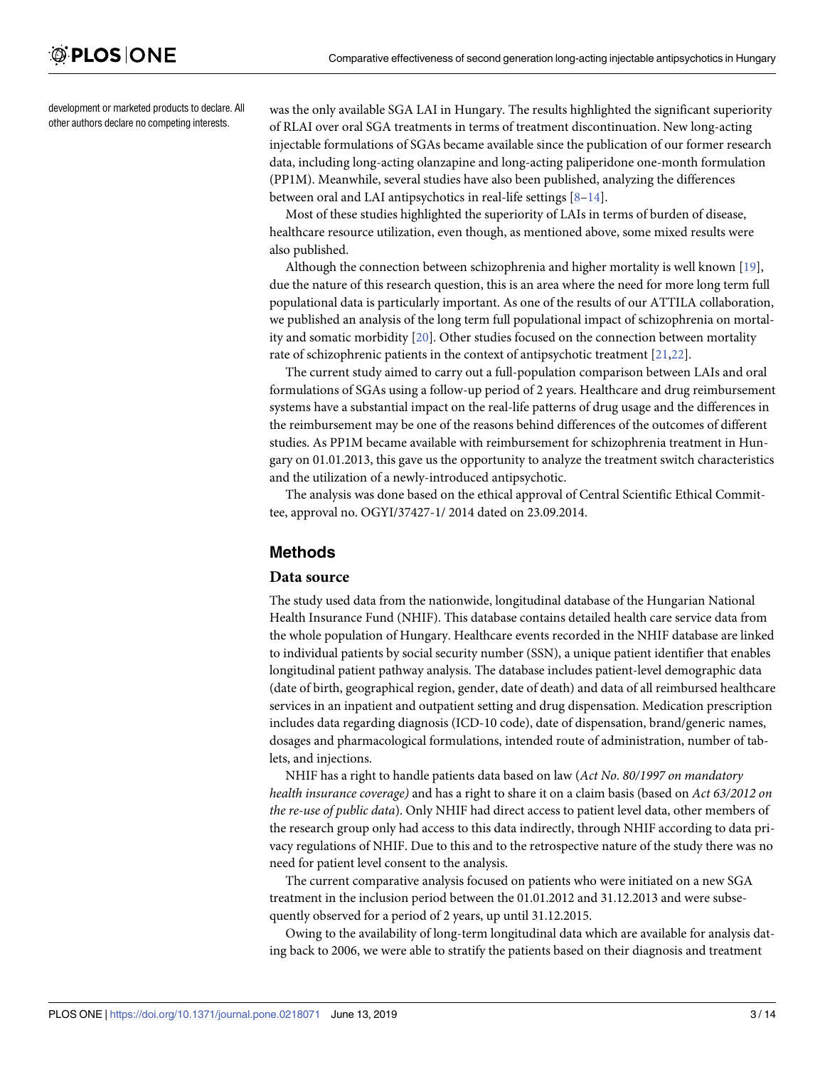development or marketed products to declare. All other authors declare no competing interests.

was the only available SGA LAI in Hungary. The results highlighted the significant superiority of RLAI over oral SGA treatments in terms of treatment discontinuation. New long-acting injectable formulations of SGAs became available since the publication of our former research data, including long-acting olanzapine and long-acting paliperidone one-month formulation (PP1M). Meanwhile, several studies have also been published, analyzing the differences between oral and LAI antipsychotics in real-life settings [8–14].

Most of these studies highlighted the superiority of LAIs in terms of burden of disease, healthcare resource utilization, even though, as mentioned above, some mixed results were also published.

Although the connection between schizophrenia and higher mortality is well known [19], due the nature of this research question, this is an area where the need for more long term full populational data is particularly important. As one of the results of our ATTILA collaboration, we published an analysis of the long term full populational impact of schizophrenia on mortality and somatic morbidity [20]. Other studies focused on the connection between mortality rate of schizophrenic patients in the context of antipsychotic treatment [21,22].

The current study aimed to carry out a full-population comparison between LAIs and oral formulations of SGAs using a follow-up period of 2 years. Healthcare and drug reimbursement systems have a substantial impact on the real-life patterns of drug usage and the differences in the reimbursement may be one of the reasons behind differences of the outcomes of different studies. As PP1M became available with reimbursement for schizophrenia treatment in Hungary on 01.01.2013, this gave us the opportunity to analyze the treatment switch characteristics and the utilization of a newly-introduced antipsychotic.

The analysis was done based on the ethical approval of Central Scientific Ethical Committee, approval no. OGYI/37427-1/ 2014 dated on 23.09.2014.

## Methods

### Data source

The study used data from the nationwide, longitudinal database of the Hungarian National Health Insurance Fund (NHIF). This database contains detailed health care service data from the whole population of Hungary. Healthcare events recorded in the NHIF database are linked to individual patients by social security number (SSN), a unique patient identifier that enables longitudinal patient pathway analysis. The database includes patient-level demographic data (date of birth, geographical region, gender, date of death) and data of all reimbursed healthcare services in an inpatient and outpatient setting and drug dispensation. Medication prescription includes data regarding diagnosis (ICD-10 code), date of dispensation, brand/generic names, dosages and pharmacological formulations, intended route of administration, number of tablets, and injections.

NHIF has a right to handle patients data based on law (*Act No. 80/1997 on mandatory health insurance coverage)* and has a right to share it on a claim basis (based on *Act 63/2012 on the re-use of public data*). Only NHIF had direct access to patient level data, other members of the research group only had access to this data indirectly, through NHIF according to data privacy regulations of NHIF. Due to this and to the retrospective nature of the study there was no need for patient level consent to the analysis.

The current comparative analysis focused on patients who were initiated on a new SGA treatment in the inclusion period between the 01.01.2012 and 31.12.2013 and were subsequently observed for a period of 2 years, up until 31.12.2015.

Owing to the availability of long-term longitudinal data which are available for analysis dating back to 2006, we were able to stratify the patients based on their diagnosis and treatment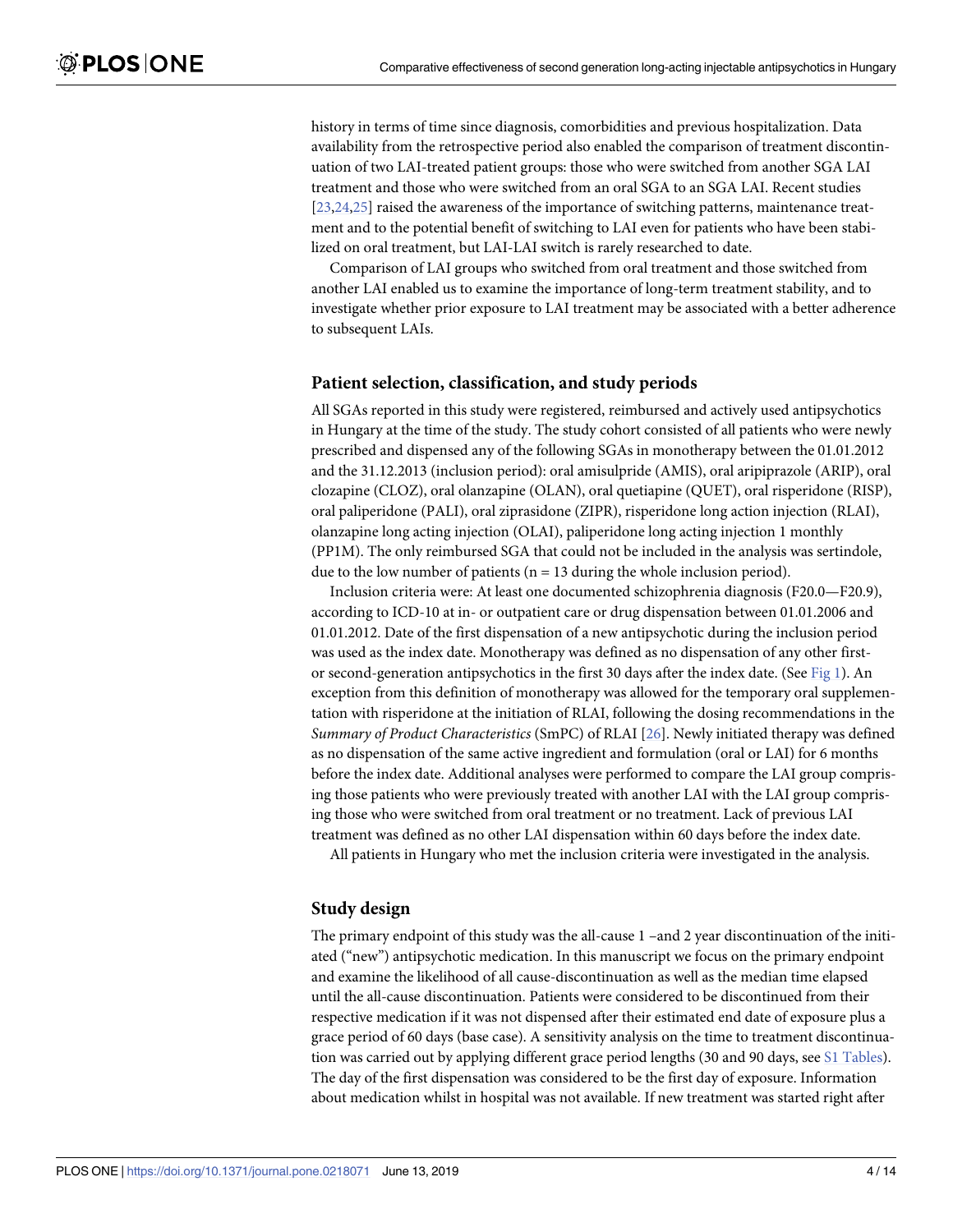history in terms of time since diagnosis, comorbidities and previous hospitalization. Data availability from the retrospective period also enabled the comparison of treatment discontinuation of two LAI-treated patient groups: those who were switched from another SGA LAI treatment and those who were switched from an oral SGA to an SGA LAI. Recent studies [23,24,25] raised the awareness of the importance of switching patterns, maintenance treatment and to the potential benefit of switching to LAI even for patients who have been stabilized on oral treatment, but LAI-LAI switch is rarely researched to date.

Comparison of LAI groups who switched from oral treatment and those switched from another LAI enabled us to examine the importance of long-term treatment stability, and to investigate whether prior exposure to LAI treatment may be associated with a better adherence to subsequent LAIs.

## Patient selection, classification, and study periods

All SGAs reported in this study were registered, reimbursed and actively used antipsychotics in Hungary at the time of the study. The study cohort consisted of all patients who were newly prescribed and dispensed any of the following SGAs in monotherapy between the 01.01.2012 and the 31.12.2013 (inclusion period): oral amisulpride (AMIS), oral aripiprazole (ARIP), oral clozapine (CLOZ), oral olanzapine (OLAN), oral quetiapine (QUET), oral risperidone (RISP), oral paliperidone (PALI), oral ziprasidone (ZIPR), risperidone long action injection (RLAI), olanzapine long acting injection (OLAI), paliperidone long acting injection 1 monthly (PP1M). The only reimbursed SGA that could not be included in the analysis was sertindole, due to the low number of patients (n = 13 during the whole inclusion period).

Inclusion criteria were: At least one documented schizophrenia diagnosis (F20.0—F20.9), according to ICD-10 at in- or outpatient care or drug dispensation between 01.01.2006 and 01.01.2012. Date of the first dispensation of a new antipsychotic during the inclusion period was used as the index date. Monotherapy was defined as no dispensation of any other first- or second-generation antipsychotics in the first 30 days after the index date. (See Fig 1). An exception from this definition of monotherapy was allowed for the temporary oral supplementation with risperidone at the initiation of RLAI, following the dosing recommendations in the *Summary of Product Characteristics* (SmPC) of RLAI [26]. Newly initiated therapy was defined as no dispensation of the same active ingredient and formulation (oral or LAI) for 6 months before the index date. Additional analyses were performed to compare the LAI group comprising those patients who were previously treated with another LAI with the LAI group comprising those who were switched from oral treatment or no treatment. Lack of previous LAI treatment was defined as no other LAI dispensation within 60 days before the index date.

All patients in Hungary who met the inclusion criteria were investigated in the analysis.

## Study design

The primary endpoint of this study was the all-cause 1 –and 2 year discontinuation of the initiated ("new") antipsychotic medication. In this manuscript we focus on the primary endpoint and examine the likelihood of all cause-discontinuation as well as the median time elapsed until the all-cause discontinuation. Patients were considered to be discontinued from their respective medication if it was not dispensed after their estimated end date of exposure plus a grace period of 60 days (base case). A sensitivity analysis on the time to treatment discontinuation was carried out by applying different grace period lengths (30 and 90 days, see S1 Tables). The day of the first dispensation was considered to be the first day of exposure. Information about medication whilst in hospital was not available. If new treatment was started right after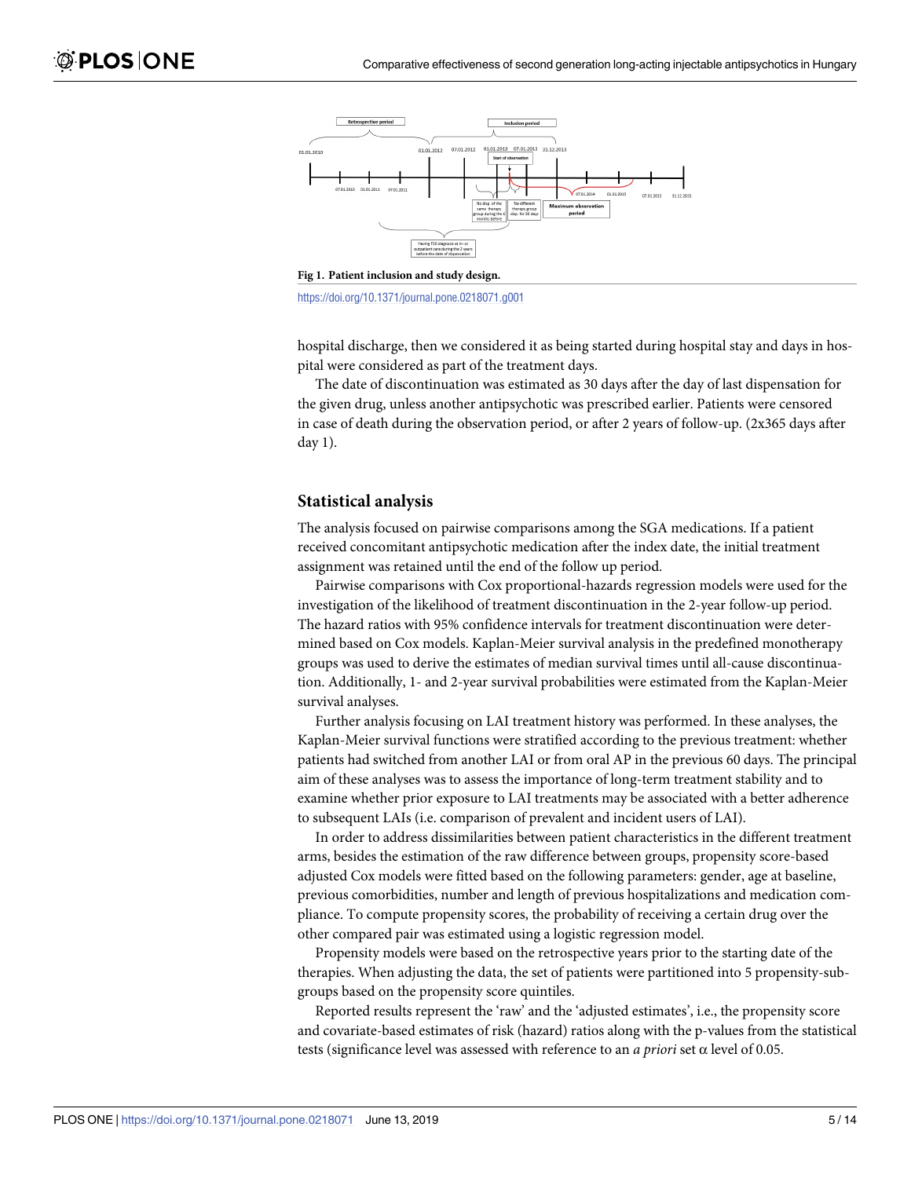Retrospective period

Inclusion period

01.01.2010

01.01.2012

07.01.2012

01.01.2013

07.01.2013

31.12.2013

Start of observation

07.01.2010

01.01.2011

07.01.2011

07.01.2014

01.01.2015

07.01.2015

31.12.2015

No disp. of the same therapy group during the 6 months before

No different therapy group disp. for 28 days

Maximum observation period

Having F20 diagnosis at in- or outpatient care during the 2 years before the date of dispensation

**Fig 1. Patient inclusion and study design.**

https://doi.org/10.1371/journal.pone.0218071.g001

hospital discharge, then we considered it as being started during hospital stay and days in hospital were considered as part of the treatment days.

The date of discontinuation was estimated as 30 days after the day of last dispensation for the given drug, unless another antipsychotic was prescribed earlier. Patients were censored in case of death during the observation period, or after 2 years of follow-up. (2x365 days after day 1).

## Statistical analysis

The analysis focused on pairwise comparisons among the SGA medications. If a patient received concomitant antipsychotic medication after the index date, the initial treatment assignment was retained until the end of the follow up period.

Pairwise comparisons with Cox proportional-hazards regression models were used for the investigation of the likelihood of treatment discontinuation in the 2-year follow-up period. The hazard ratios with 95% confidence intervals for treatment discontinuation were determined based on Cox models. Kaplan-Meier survival analysis in the predefined monotherapy groups was used to derive the estimates of median survival times until all-cause discontinuation. Additionally, 1- and 2-year survival probabilities were estimated from the Kaplan-Meier survival analyses.

Further analysis focusing on LAI treatment history was performed. In these analyses, the Kaplan-Meier survival functions were stratified according to the previous treatment: whether patients had switched from another LAI or from oral AP in the previous 60 days. The principal aim of these analyses was to assess the importance of long-term treatment stability and to examine whether prior exposure to LAI treatments may be associated with a better adherence to subsequent LAIs (i.e. comparison of prevalent and incident users of LAI).

In order to address dissimilarities between patient characteristics in the different treatment arms, besides the estimation of the raw difference between groups, propensity score-based adjusted Cox models were fitted based on the following parameters: gender, age at baseline, previous comorbidities, number and length of previous hospitalizations and medication compliance. To compute propensity scores, the probability of receiving a certain drug over the other compared pair was estimated using a logistic regression model.

Propensity models were based on the retrospective years prior to the starting date of the therapies. When adjusting the data, the set of patients were partitioned into 5 propensity-subgroups based on the propensity score quintiles.

Reported results represent the 'raw' and the 'adjusted estimates', i.e., the propensity score and covariate-based estimates of risk (hazard) ratios along with the p-values from the statistical tests (significance level was assessed with reference to an *a priori* set $\alpha$ level of 0.05.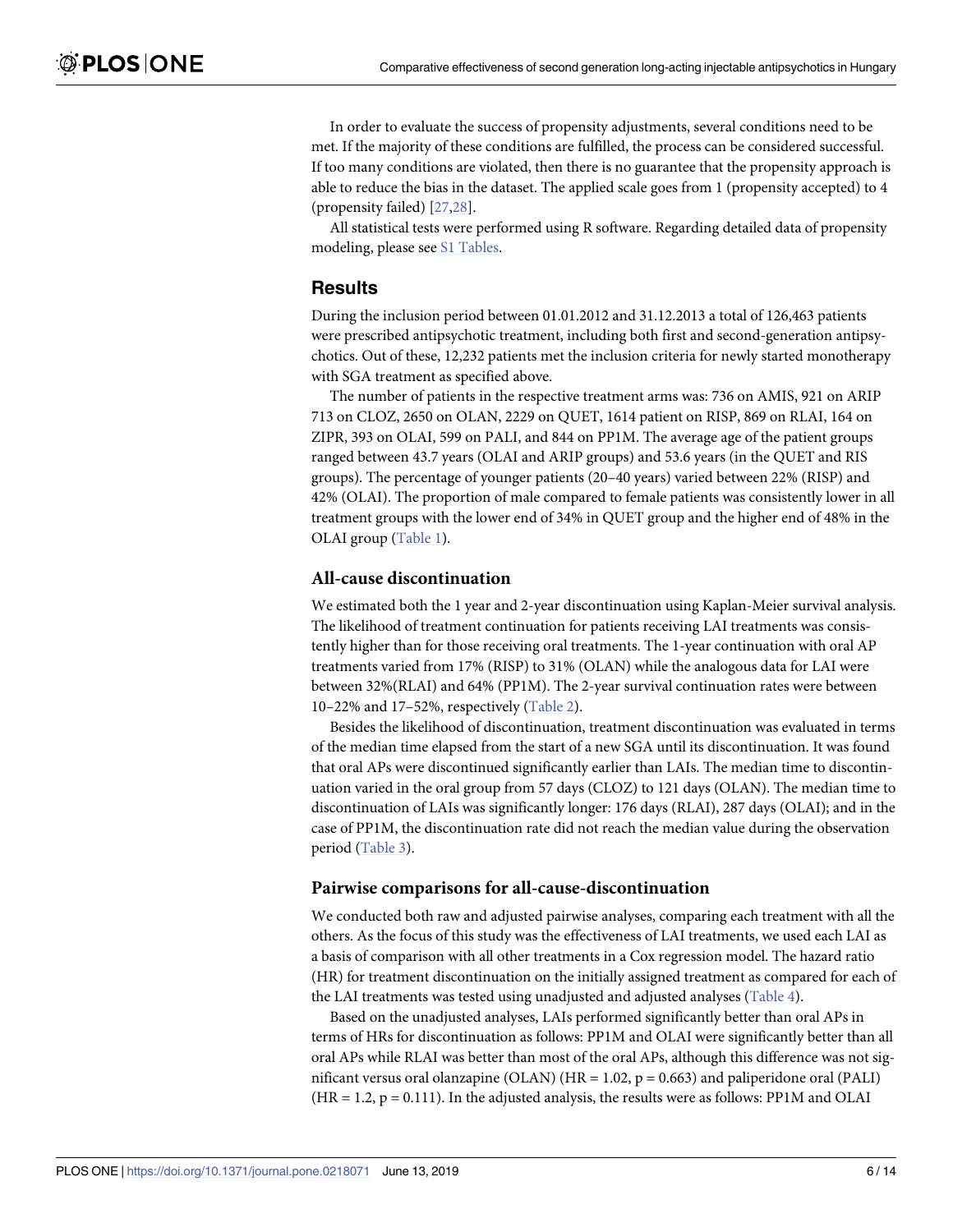In order to evaluate the success of propensity adjustments, several conditions need to be met. If the majority of these conditions are fulfilled, the process can be considered successful. If too many conditions are violated, then there is no guarantee that the propensity approach is able to reduce the bias in the dataset. The applied scale goes from 1 (propensity accepted) to 4 (propensity failed) [27,28].

All statistical tests were performed using R software. Regarding detailed data of propensity modeling, please see S1 Tables.

## Results

During the inclusion period between 01.01.2012 and 31.12.2013 a total of 126,463 patients were prescribed antipsychotic treatment, including both first and second-generation antipsychotics. Out of these, 12,232 patients met the inclusion criteria for newly started monotherapy with SGA treatment as specified above.

The number of patients in the respective treatment arms was: 736 on AMIS, 921 on ARIP 713 on CLOZ, 2650 on OLAN, 2229 on QUET, 1614 patient on RISP, 869 on RLAI, 164 on ZIPR, 393 on OLAI, 599 on PALI, and 844 on PP1M. The average age of the patient groups ranged between 43.7 years (OLAI and ARIP groups) and 53.6 years (in the QUET and RIS groups). The percentage of younger patients (20–40 years) varied between 22% (RISP) and 42% (OLAI). The proportion of male compared to female patients was consistently lower in all treatment groups with the lower end of 34% in QUET group and the higher end of 48% in the OLAI group (Table 1).

### All-cause discontinuation

We estimated both the 1 year and 2-year discontinuation using Kaplan-Meier survival analysis. The likelihood of treatment continuation for patients receiving LAI treatments was consistently higher than for those receiving oral treatments. The 1-year continuation with oral AP treatments varied from 17% (RISP) to 31% (OLAN) while the analogous data for LAI were between 32%(RLAI) and 64% (PP1M). The 2-year survival continuation rates were between 10–22% and 17–52%, respectively (Table 2).

Besides the likelihood of discontinuation, treatment discontinuation was evaluated in terms of the median time elapsed from the start of a new SGA until its discontinuation. It was found that oral APs were discontinued significantly earlier than LAIs. The median time to discontinuation varied in the oral group from 57 days (CLOZ) to 121 days (OLAN). The median time to discontinuation of LAIs was significantly longer: 176 days (RLAI), 287 days (OLAI); and in the case of PP1M, the discontinuation rate did not reach the median value during the observation period (Table 3).

### Pairwise comparisons for all-cause-discontinuation

We conducted both raw and adjusted pairwise analyses, comparing each treatment with all the others. As the focus of this study was the effectiveness of LAI treatments, we used each LAI as a basis of comparison with all other treatments in a Cox regression model. The hazard ratio (HR) for treatment discontinuation on the initially assigned treatment as compared for each of the LAI treatments was tested using unadjusted and adjusted analyses (Table 4).

Based on the unadjusted analyses, LAIs performed significantly better than oral APs in terms of HRs for discontinuation as follows: PP1M and OLAI were significantly better than all oral APs while RLAI was better than most of the oral APs, although this difference was not significant versus oral olanzapine (OLAN) (HR = 1.02, $p = 0.663$) and paliperidone oral (PALI) (HR = 1.2, $p = 0.111$). In the adjusted analysis, the results were as follows: PP1M and OLAI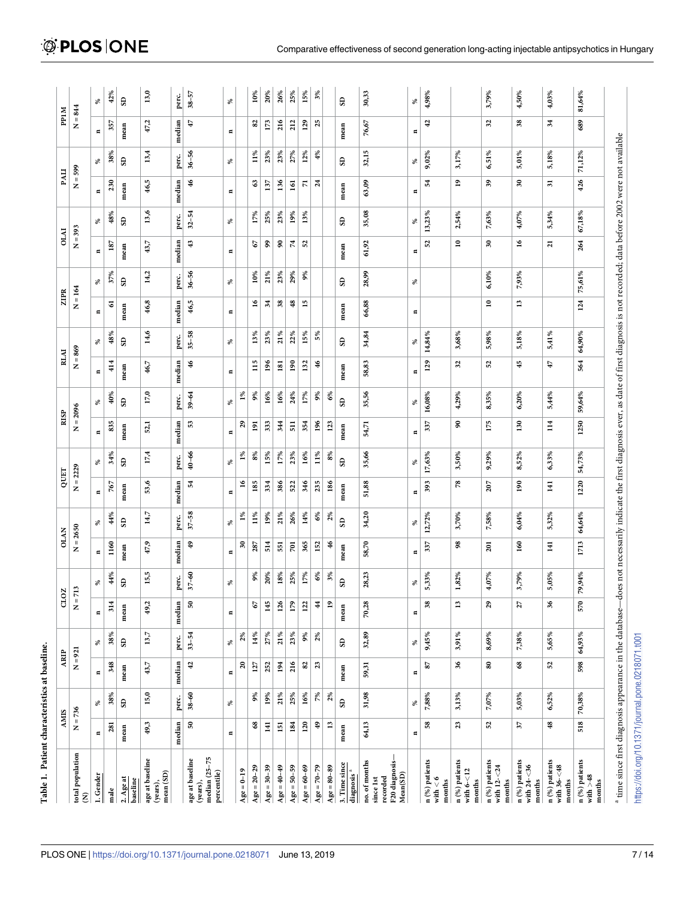**Table 1. Patient characteristics at baseline.**

| | AMIS | | ARIP | | CLOZ | | OLAN | | QUET | | RISP | | RLAI | | ZIPR | | OLAI | | PALI | | PP1M | |
|---|---|---|---|---|---|---|---|---|---|---|---|---|---|---|---|---|---|---|---|---|---|---|
| total population (N) | N = 736 | | N = 921 | | N = 713 | | N = 2650 | | N = 2229 | | N = 2096 | | N = 869 | | N = 164 | | N = 393 | | N = 599 | | N = 844 | |
| 1. Gender | n | % | n | % | n | % | n | % | n | % | n | % | n | % | n | % | n | % | n | % | n | % |
| male | 281 | 38% | 348 | 38% | 314 | 44% | 1160 | 44% | 767 | 34% | 835 | 40% | 414 | 48% | 61 | 37% | 187 | 48% | 230 | 38% | 357 | 42% |
| 2. Age at baseline | mean | SD | mean | SD | mean | SD | mean | SD | mean | SD | mean | SD | mean | SD | mean | SD | mean | SD | mean | SD | mean | SD |
| age at baseline (years), mean (SD) | 49,3 | 15,0 | 43,7 | 13,7 | 49,2 | 15,5 | 47,9 | 14,7 | 53,6 | 17,4 | 52,1 | 17,0 | 46,7 | 14,6 | 46,8 | 14,2 | 43,7 | 13,6 | 46,5 | 13,4 | 47,2 | 13,0 |
| | median | perc. | median | perc. | median | perc. | median | perc. | median | perc. | median | perc. | median | perc. | median | perc. | median | perc. | median | perc. | median | perc. |
| age at baseline (years), median (25–75 percentile) | 50 | 38–60 | 42 | 33–54 | 50 | 37–60 | 49 | 37–58 | 54 | 40–66 | 53 | 39–64 | 46 | 35–58 | 46,5 | 36–56 | 43 | 32–54 | 46 | 36–56 | 47 | 38–57 |
| | n | % | n | % | n | % | n | % | n | % | n | % | n | % | n | % | n | % | n | % | n | % |
| Age = 0–19 | | | 20 | 2% | | | 30 | 1% | 16 | 1% | 29 | 1% | | | | | | | | | | |
| Age = 20–29 | 68 | 9% | 127 | 14% | 67 | 9% | 287 | 11% | 185 | 8% | 191 | 9% | 115 | 13% | 16 | 10% | 67 | 17% | 63 | 11% | 82 | 10% |
| Age = 30–39 | 141 | 19% | 252 | 27% | 145 | 20% | 514 | 19% | 334 | 15% | 333 | 16% | 196 | 23% | 34 | 21% | 99 | 25% | 137 | 23% | 173 | 20% |
| Age = 40–49 | 151 | 21% | 194 | 21% | 126 | 18% | 551 | 21% | 386 | 17% | 344 | 16% | 181 | 21% | 38 | 23% | 90 | 23% | 136 | 23% | 216 | 26% |
| Age = 50–59 | 184 | 25% | 216 | 23% | 179 | 25% | 701 | 26% | 522 | 23% | 511 | 24% | 190 | 22% | 48 | 29% | 74 | 19% | 161 | 27% | 212 | 25% |
| Age = 60–69 | 120 | 16% | 82 | 9% | 122 | 17% | 365 | 14% | 346 | 16% | 354 | 17% | 132 | 15% | 15 | 9% | 52 | 13% | 71 | 12% | 129 | 15% |
| Age = 70–79 | 49 | 7% | 23 | 2% | 44 | 6% | 152 | 6% | 235 | 11% | 196 | 9% | 46 | 5% | | | | | 24 | 4% | 25 | 3% |
| Age = 80–89 | 13 | 2% | | | 19 | 3% | 46 | 2% | 186 | 8% | 123 | 6% | | | | | | | | | | |
| 3. Time since diagnosis [a] | mean | SD | mean | SD | mean | SD | mean | SD | mean | SD | mean | SD | mean | SD | mean | SD | mean | SD | mean | SD | mean | SD |
| no. of months since 1st recorded F20 diagnosis—Mean(SD) | 64,13 | 31,98 | 59,31 | 32,89 | 70,28 | 28,23 | 58,70 | 34,20 | 51,88 | 35,66 | 54,71 | 35,56 | 58,83 | 34,84 | 66,88 | 28,99 | 61,92 | 35,08 | 63,09 | 32,15 | 76,67 | 30,33 |
| | n | % | n | % | n | % | n | % | n | % | n | % | n | % | n | % | n | % | n | % | n | % |
| n (%) patients with < 6 months | 58 | 7,88% | 87 | 9,45% | 38 | 5,33% | 337 | 12,72% | 393 | 17,63% | 337 | 16,08% | 129 | 14,84% | | | 52 | 13,23% | 54 | 9,02% | 42 | 4,98% |
| n (%) patients with 6–<12 months | 23 | 3,13% | 36 | 3,91% | 13 | 1,82% | 98 | 3,70% | 78 | 3,50% | 90 | 4,29% | 32 | 3,68% | | | 10 | 2,54% | 19 | 3,17% | | |
| n (%) patients with 12–<24 months | 52 | 7,07% | 80 | 8,69% | 29 | 4,07% | 201 | 7,58% | 207 | 9,29% | 175 | 8,35% | 52 | 5,98% | 10 | 6,10% | 30 | 7,63% | 39 | 6,51% | 32 | 3,79% |
| n (%) patients with 24–<36 months | 37 | 5,03% | 68 | 7,38% | 27 | 3,79% | 160 | 6,04% | 190 | 8,52% | 130 | 6,20% | 45 | 5,18% | 13 | 7,93% | 16 | 4,07% | 30 | 5,01% | 38 | 4,50% |
| n (%) patients with 36–<48 months | 48 | 6,52% | 52 | 5,65% | 36 | 5,05% | 141 | 5,32% | 141 | 6,33% | 114 | 5,44% | 47 | 5,41% | | | 21 | 5,34% | 31 | 5,18% | 34 | 4,03% |
| n (%) patients with >48 months | 518 | 70,38% | 598 | 64,93% | 570 | 79,94% | 1713 | 64,64% | 1220 | 54,73% | 1250 | 59,64% | 564 | 64,90% | 124 | 75,61% | 264 | 67,18% | 426 | 71,12% | 689 | 81,64% |

[a] time since first diagnosis appearance in the database—does not necessarily indicate the first diagnosis ever, as date of first diagnosis is not recorded; data before 2002 were not available

https://doi.org/10.1371/journal.pone.0218071.t001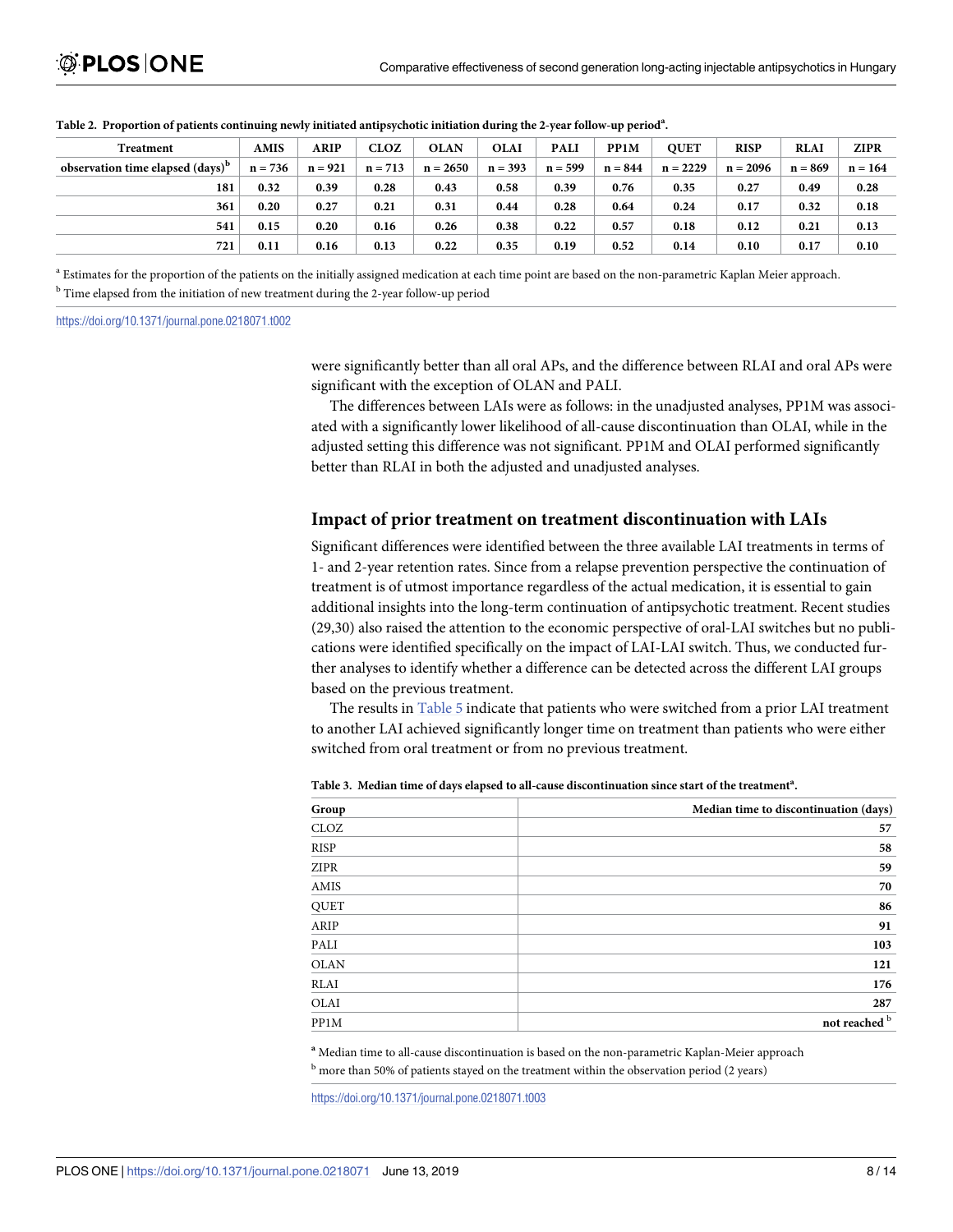**Table 2. Proportion of patients continuing newly initiated antipsychotic initiation during the 2-year follow-up period[a].**

| Treatment | AMIS | ARIP | CLOZ | OLAN | OLAI | PALI | PP1M | QUET | RISP | RLAI | ZIPR |
|---|---|---|---|---|---|---|---|---|---|---|---|
| observation time elapsed (days)[b] | n = 736 | n = 921 | n = 713 | n = 2650 | n = 393 | n = 599 | n = 844 | n = 2229 | n = 2096 | n = 869 | n = 164 |
| 181 | 0.32 | 0.39 | 0.28 | 0.43 | 0.58 | 0.39 | 0.76 | 0.35 | 0.27 | 0.49 | 0.28 |
| 361 | 0.20 | 0.27 | 0.21 | 0.31 | 0.44 | 0.28 | 0.64 | 0.24 | 0.17 | 0.32 | 0.18 |
| 541 | 0.15 | 0.20 | 0.16 | 0.26 | 0.38 | 0.22 | 0.57 | 0.18 | 0.12 | 0.21 | 0.13 |
| 721 | 0.11 | 0.16 | 0.13 | 0.22 | 0.35 | 0.19 | 0.52 | 0.14 | 0.10 | 0.17 | 0.10 |

[a] Estimates for the proportion of the patients on the initially assigned medication at each time point are based on the non-parametric Kaplan Meier approach.

[b] Time elapsed from the initiation of new treatment during the 2-year follow-up period

https://doi.org/10.1371/journal.pone.0218071.t002

were significantly better than all oral APs, and the difference between RLAI and oral APs were significant with the exception of OLAN and PALI.

The differences between LAIs were as follows: in the unadjusted analyses, PP1M was associated with a significantly lower likelihood of all-cause discontinuation than OLAI, while in the adjusted setting this difference was not significant. PP1M and OLAI performed significantly better than RLAI in both the adjusted and unadjusted analyses.

## Impact of prior treatment on treatment discontinuation with LAIs

Significant differences were identified between the three available LAI treatments in terms of 1- and 2-year retention rates. Since from a relapse prevention perspective the continuation of treatment is of utmost importance regardless of the actual medication, it is essential to gain additional insights into the long-term continuation of antipsychotic treatment. Recent studies (29,30) also raised the attention to the economic perspective of oral-LAI switches but no publications were identified specifically on the impact of LAI-LAI switch. Thus, we conducted further analyses to identify whether a difference can be detected across the different LAI groups based on the previous treatment.

The results in Table 5 indicate that patients who were switched from a prior LAI treatment to another LAI achieved significantly longer time on treatment than patients who were either switched from oral treatment or from no previous treatment.

**Table 3. Median time of days elapsed to all-cause discontinuation since start of the treatment[a].**

| Group | Median time to discontinuation (days) |
|---|---|
| CLOZ | 57 |
| RISP | 58 |
| ZIPR | 59 |
| AMIS | 70 |
| QUET | 86 |
| ARIP | 91 |
| PALI | 103 |
| OLAN | 121 |
| RLAI | 176 |
| OLAI | 287 |
| PP1M | not reached [b] |

[a] Median time to all-cause discontinuation is based on the non-parametric Kaplan-Meier approach

[b] more than 50% of patients stayed on the treatment within the observation period (2 years)

https://doi.org/10.1371/journal.pone.0218071.t003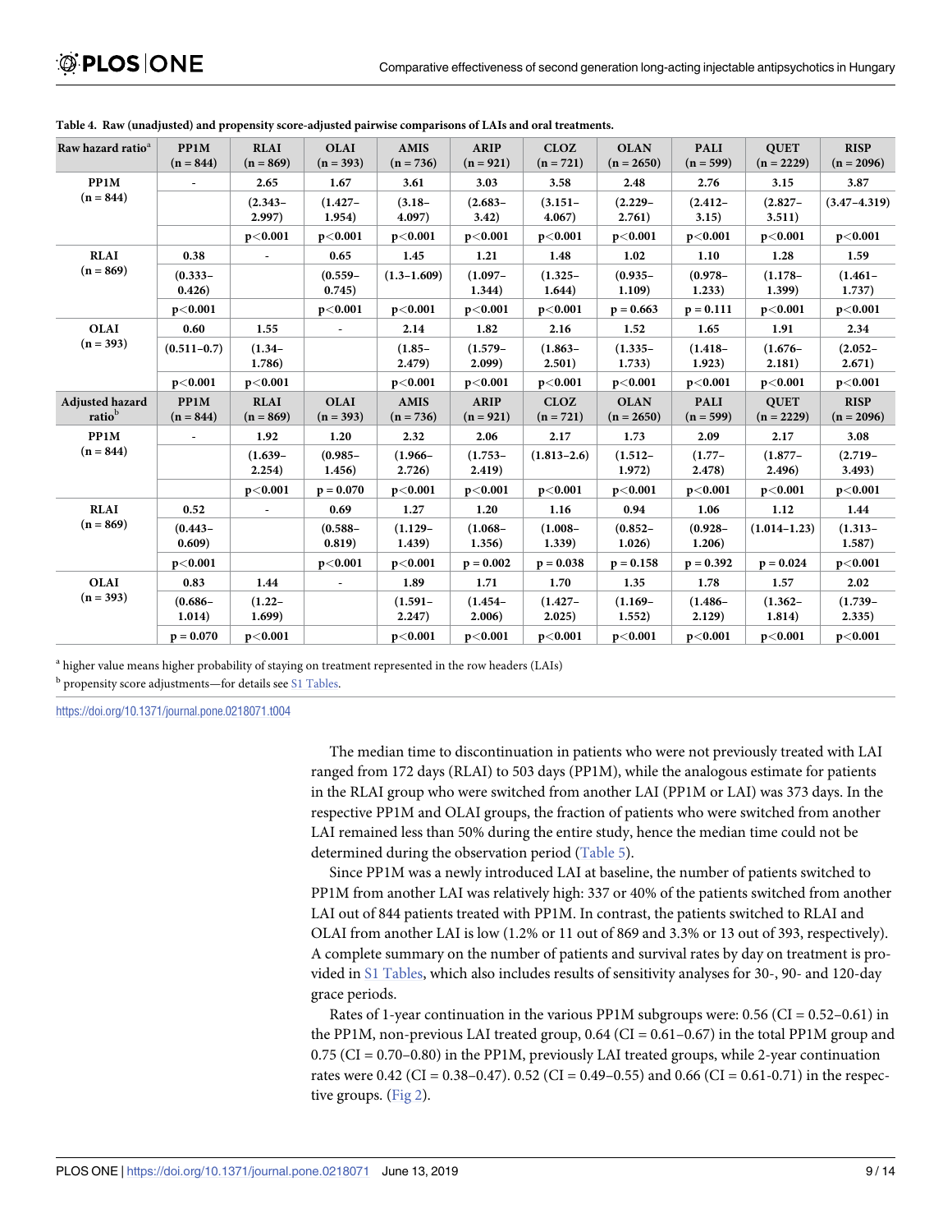**Table 4. Raw (unadjusted) and propensity score-adjusted pairwise comparisons of LAIs and oral treatments.**

| Raw hazard ratio[a] | PP1M (n = 844) | RLAI (n = 869) | OLAI (n = 393) | AMIS (n = 736) | ARIP (n = 921) | CLOZ (n = 721) | OLAN (n = 2650) | PALI (n = 599) | QUET (n = 2229) | RISP (n = 2096) |
|---|---|---|---|---|---|---|---|---|---|---|
| PP1M (n = 844) | - | 2.65 | 1.67 | 3.61 | 3.03 | 3.58 | 2.48 | 2.76 | 3.15 | 3.87 |
| | | (2.343–2.997) | (1.427–1.954) | (3.18–4.097) | (2.683–3.42) | (3.151–4.067) | (2.229–2.761) | (2.412–3.15) | (2.827–3.511) | (3.47–4.319) |
| | | p<0.001 | p<0.001 | p<0.001 | p<0.001 | p<0.001 | p<0.001 | p<0.001 | p<0.001 | p<0.001 |
| RLAI (n = 869) | 0.38 | - | 0.65 | 1.45 | 1.21 | 1.48 | 1.02 | 1.10 | 1.28 | 1.59 |
| | (0.333–0.426) | | (0.559–0.745) | (1.3–1.609) | (1.097–1.344) | (1.325–1.644) | (0.935–1.109) | (0.978–1.233) | (1.178–1.399) | (1.461–1.737) |
| | p<0.001 | | p<0.001 | p<0.001 | p<0.001 | p<0.001 | p = 0.663 | p = 0.111 | p<0.001 | p<0.001 |
| OLAI (n = 393) | 0.60 | 1.55 | - | 2.14 | 1.82 | 2.16 | 1.52 | 1.65 | 1.91 | 2.34 |
| | (0.511–0.7) | (1.34–1.786) | | (1.85–2.479) | (1.579–2.099) | (1.863–2.501) | (1.335–1.733) | (1.418–1.923) | (1.676–2.181) | (2.052–2.671) |
| | p<0.001 | p<0.001 | | p<0.001 | p<0.001 | p<0.001 | p<0.001 | p<0.001 | p<0.001 | p<0.001 |
| **Adjusted hazard ratio[b]** | **PP1M (n = 844)** | **RLAI (n = 869)** | **OLAI (n = 393)** | **AMIS (n = 736)** | **ARIP (n = 921)** | **CLOZ (n = 721)** | **OLAN (n = 2650)** | **PALI (n = 599)** | **QUET (n = 2229)** | **RISP (n = 2096)** |
| PP1M (n = 844) | - | 1.92 | 1.20 | 2.32 | 2.06 | 2.17 | 1.73 | 2.09 | 2.17 | 3.08 |
| | | (1.639–2.254) | (0.985–1.456) | (1.966–2.726) | (1.753–2.419) | (1.813–2.6) | (1.512–1.972) | (1.77–2.478) | (1.877–2.496) | (2.719–3.493) |
| | | p<0.001 | p = 0.070 | p<0.001 | p<0.001 | p<0.001 | p<0.001 | p<0.001 | p<0.001 | p<0.001 |
| RLAI (n = 869) | 0.52 | - | 0.69 | 1.27 | 1.20 | 1.16 | 0.94 | 1.06 | 1.12 | 1.44 |
| | (0.443–0.609) | | (0.588–0.819) | (1.129–1.439) | (1.068–1.356) | (1.008–1.339) | (0.852–1.026) | (0.928–1.206) | (1.014–1.23) | (1.313–1.587) |
| | p<0.001 | | p<0.001 | p<0.001 | p = 0.002 | p = 0.038 | p = 0.158 | p = 0.392 | p = 0.024 | p<0.001 |
| OLAI (n = 393) | 0.83 | 1.44 | - | 1.89 | 1.71 | 1.70 | 1.35 | 1.78 | 1.57 | 2.02 |
| | (0.686–1.014) | (1.22–1.699) | | (1.591–2.247) | (1.454–2.006) | (1.427–2.025) | (1.169–1.552) | (1.486–2.129) | (1.362–1.814) | (1.739–2.335) |
| | p = 0.070 | p<0.001 | | p<0.001 | p<0.001 | p<0.001 | p<0.001 | p<0.001 | p<0.001 | p<0.001 |

[a] higher value means higher probability of staying on treatment represented in the row headers (LAIs)

[b] propensity score adjustments—for details see S1 Tables.

https://doi.org/10.1371/journal.pone.0218071.t004

The median time to discontinuation in patients who were not previously treated with LAI ranged from 172 days (RLAI) to 503 days (PP1M), while the analogous estimate for patients in the RLAI group who were switched from another LAI (PP1M or LAI) was 373 days. In the respective PP1M and OLAI groups, the fraction of patients who were switched from another LAI remained less than 50% during the entire study, hence the median time could not be determined during the observation period (Table 5).

Since PP1M was a newly introduced LAI at baseline, the number of patients switched to PP1M from another LAI was relatively high: 337 or 40% of the patients switched from another LAI out of 844 patients treated with PP1M. In contrast, the patients switched to RLAI and OLAI from another LAI is low (1.2% or 11 out of 869 and 3.3% or 13 out of 393, respectively). A complete summary on the number of patients and survival rates by day on treatment is provided in S1 Tables, which also includes results of sensitivity analyses for 30-, 90- and 120-day grace periods.

Rates of 1-year continuation in the various PP1M subgroups were: 0.56 (CI = 0.52–0.61) in the PP1M, non-previous LAI treated group, 0.64 (CI = 0.61–0.67) in the total PP1M group and 0.75 (CI = 0.70–0.80) in the PP1M, previously LAI treated groups, while 2-year continuation rates were 0.42 (CI = 0.38–0.47). 0.52 (CI = 0.49–0.55) and 0.66 (CI = 0.61-0.71) in the respective groups. (Fig 2).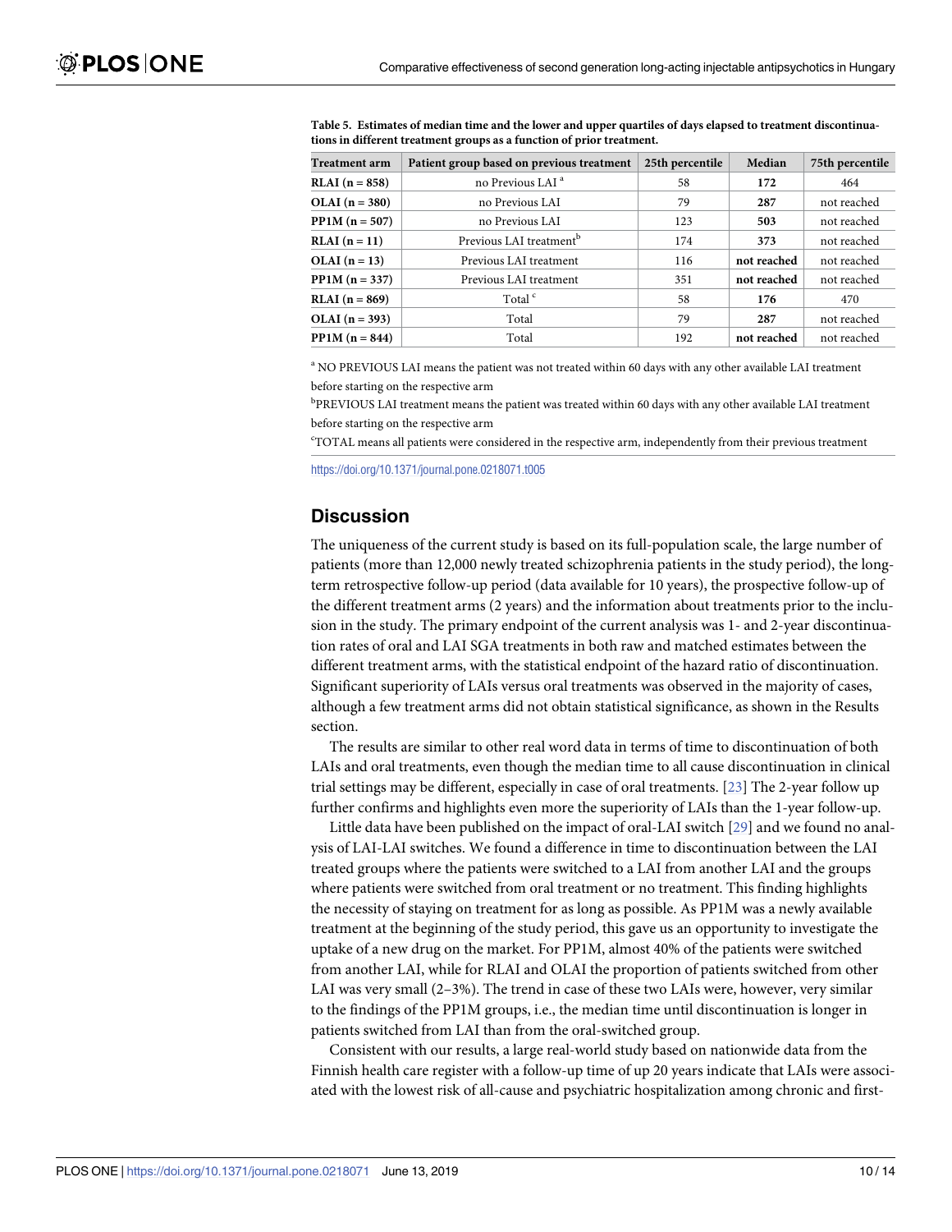**Table 5. Estimates of median time and the lower and upper quartiles of days elapsed to treatment discontinuations in different treatment groups as a function of prior treatment.**

| Treatment arm | Patient group based on previous treatment | 25th percentile | Median | 75th percentile |
|---|---|---|---|---|
| **RLAI (n = 858)** | no Previous LAI [a] | 58 | **172** | 464 |
| **OLAI (n = 380)** | no Previous LAI | 79 | **287** | not reached |
| **PP1M (n = 507)** | no Previous LAI | 123 | **503** | not reached |
| **RLAI (n = 11)** | Previous LAI treatment[b] | 174 | **373** | not reached |
| **OLAI (n = 13)** | Previous LAI treatment | 116 | **not reached** | not reached |
| **PP1M (n = 337)** | Previous LAI treatment | 351 | **not reached** | not reached |
| **RLAI (n = 869)** | Total [c] | 58 | **176** | 470 |
| **OLAI (n = 393)** | Total | 79 | **287** | not reached |
| **PP1M (n = 844)** | Total | 192 | **not reached** | not reached |

[a] NO PREVIOUS LAI means the patient was not treated within 60 days with any other available LAI treatment before starting on the respective arm

[b]PREVIOUS LAI treatment means the patient was treated within 60 days with any other available LAI treatment before starting on the respective arm

[c]TOTAL means all patients were considered in the respective arm, independently from their previous treatment

https://doi.org/10.1371/journal.pone.0218071.t005

## Discussion

The uniqueness of the current study is based on its full-population scale, the large number of patients (more than 12,000 newly treated schizophrenia patients in the study period), the long-term retrospective follow-up period (data available for 10 years), the prospective follow-up of the different treatment arms (2 years) and the information about treatments prior to the inclusion in the study. The primary endpoint of the current analysis was 1- and 2-year discontinuation rates of oral and LAI SGA treatments in both raw and matched estimates between the different treatment arms, with the statistical endpoint of the hazard ratio of discontinuation. Significant superiority of LAIs versus oral treatments was observed in the majority of cases, although a few treatment arms did not obtain statistical significance, as shown in the Results section.

The results are similar to other real word data in terms of time to discontinuation of both LAIs and oral treatments, even though the median time to all cause discontinuation in clinical trial settings may be different, especially in case of oral treatments. [23] The 2-year follow up further confirms and highlights even more the superiority of LAIs than the 1-year follow-up.

Little data have been published on the impact of oral-LAI switch [29] and we found no analysis of LAI-LAI switches. We found a difference in time to discontinuation between the LAI treated groups where the patients were switched to a LAI from another LAI and the groups where patients were switched from oral treatment or no treatment. This finding highlights the necessity of staying on treatment for as long as possible. As PP1M was a newly available treatment at the beginning of the study period, this gave us an opportunity to investigate the uptake of a new drug on the market. For PP1M, almost 40% of the patients were switched from another LAI, while for RLAI and OLAI the proportion of patients switched from other LAI was very small (2–3%). The trend in case of these two LAIs were, however, very similar to the findings of the PP1M groups, i.e., the median time until discontinuation is longer in patients switched from LAI than from the oral-switched group.

Consistent with our results, a large real-world study based on nationwide data from the Finnish health care register with a follow-up time of up 20 years indicate that LAIs were associated with the lowest risk of all-cause and psychiatric hospitalization among chronic and first-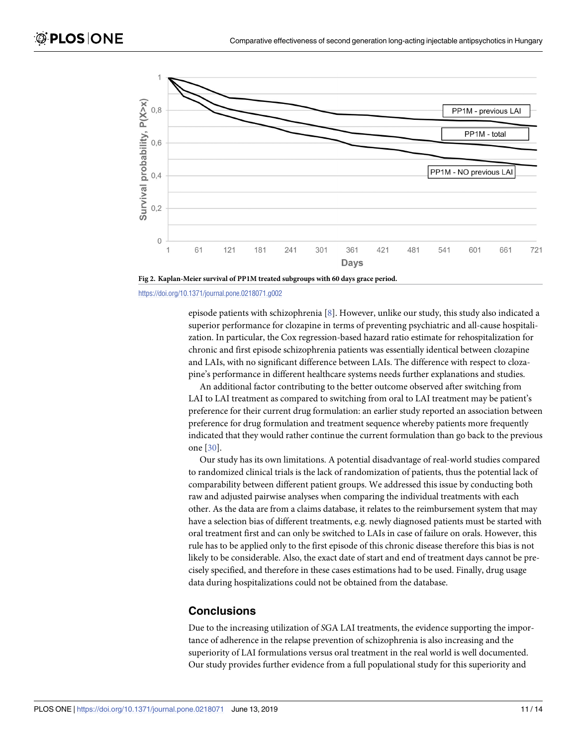1

0,8

0,6

0,4

0,2

0

Survival probability, P(X>x)

1 61 121 181 241 301 361 421 481 541 601 661 721

Days

PP1M - previous LAI

PP1M - total

PP1M - NO previous LAI

**Fig 2. Kaplan-Meier survival of PP1M treated subgroups with 60 days grace period.**

https://doi.org/10.1371/journal.pone.0218071.g002

episode patients with schizophrenia [8]. However, unlike our study, this study also indicated a superior performance for clozapine in terms of preventing psychiatric and all-cause hospitalization. In particular, the Cox regression-based hazard ratio estimate for rehospitalization for chronic and first episode schizophrenia patients was essentially identical between clozapine and LAIs, with no significant difference between LAIs. The difference with respect to clozapine's performance in different healthcare systems needs further explanations and studies.

An additional factor contributing to the better outcome observed after switching from LAI to LAI treatment as compared to switching from oral to LAI treatment may be patient's preference for their current drug formulation: an earlier study reported an association between preference for drug formulation and treatment sequence whereby patients more frequently indicated that they would rather continue the current formulation than go back to the previous one [30].

Our study has its own limitations. A potential disadvantage of real-world studies compared to randomized clinical trials is the lack of randomization of patients, thus the potential lack of comparability between different patient groups. We addressed this issue by conducting both raw and adjusted pairwise analyses when comparing the individual treatments with each other. As the data are from a claims database, it relates to the reimbursement system that may have a selection bias of different treatments, e.g. newly diagnosed patients must be started with oral treatment first and can only be switched to LAIs in case of failure on orals. However, this rule has to be applied only to the first episode of this chronic disease therefore this bias is not likely to be considerable. Also, the exact date of start and end of treatment days cannot be precisely specified, and therefore in these cases estimations had to be used. Finally, drug usage data during hospitalizations could not be obtained from the database.

## Conclusions

Due to the increasing utilization of SGA LAI treatments, the evidence supporting the importance of adherence in the relapse prevention of schizophrenia is also increasing and the superiority of LAI formulations versus oral treatment in the real world is well documented. Our study provides further evidence from a full populational study for this superiority and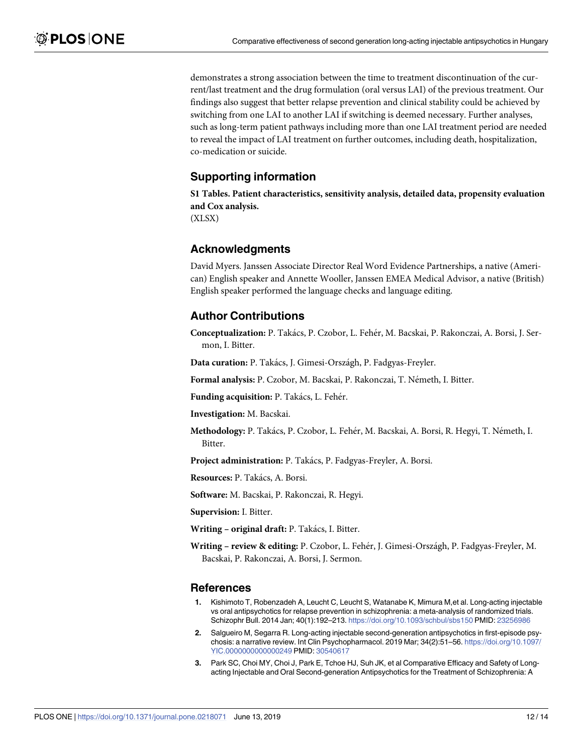demonstrates a strong association between the time to treatment discontinuation of the current/last treatment and the drug formulation (oral versus LAI) of the previous treatment. Our findings also suggest that better relapse prevention and clinical stability could be achieved by switching from one LAI to another LAI if switching is deemed necessary. Further analyses, such as long-term patient pathways including more than one LAI treatment period are needed to reveal the impact of LAI treatment on further outcomes, including death, hospitalization, co-medication or suicide.

## Supporting information

**S1 Tables. Patient characteristics, sensitivity analysis, detailed data, propensity evaluation and Cox analysis.**
(XLSX)

## Acknowledgments

David Myers. Janssen Associate Director Real Word Evidence Partnerships, a native (American) English speaker and Annette Wooller, Janssen EMEA Medical Advisor, a native (British) English speaker performed the language checks and language editing.

## Author Contributions

**Conceptualization:** P. Takács, P. Czobor, L. Fehér, M. Bacskai, P. Rakonczai, A. Borsi, J. Sermon, I. Bitter.

**Data curation:** P. Takács, J. Gimesi-Országh, P. Fadgyas-Freyler.

**Formal analysis:** P. Czobor, M. Bacskai, P. Rakonczai, T. Németh, I. Bitter.

**Funding acquisition:** P. Takács, L. Fehér.

**Investigation:** M. Bacskai.

**Methodology:** P. Takács, P. Czobor, L. Fehér, M. Bacskai, A. Borsi, R. Hegyi, T. Németh, I. Bitter.

**Project administration:** P. Takács, P. Fadgyas-Freyler, A. Borsi.

**Resources:** P. Takács, A. Borsi.

**Software:** M. Bacskai, P. Rakonczai, R. Hegyi.

**Supervision:** I. Bitter.

**Writing – original draft:** P. Takács, I. Bitter.

**Writing – review & editing:** P. Czobor, L. Fehér, J. Gimesi-Országh, P. Fadgyas-Freyler, M. Bacskai, P. Rakonczai, A. Borsi, J. Sermon.

## References

1. Kishimoto T, Robenzadeh A, Leucht C, Leucht S, Watanabe K, Mimura M,et al. Long-acting injectable vs oral antipsychotics for relapse prevention in schizophrenia: a meta-analysis of randomized trials. Schizophr Bull. 2014 Jan; 40(1):192–213. https://doi.org/10.1093/schbul/sbs150 PMID: 23256986
2. Salgueiro M, Segarra R. Long-acting injectable second-generation antipsychotics in first-episode psychosis: a narrative review. Int Clin Psychopharmacol. 2019 Mar; 34(2):51–56. https://doi.org/10.1097/YIC.0000000000000249 PMID: 30540617
3. Park SC, Choi MY, Choi J, Park E, Tchoe HJ, Suh JK, et al Comparative Efficacy and Safety of Long-acting Injectable and Oral Second-generation Antipsychotics for the Treatment of Schizophrenia: A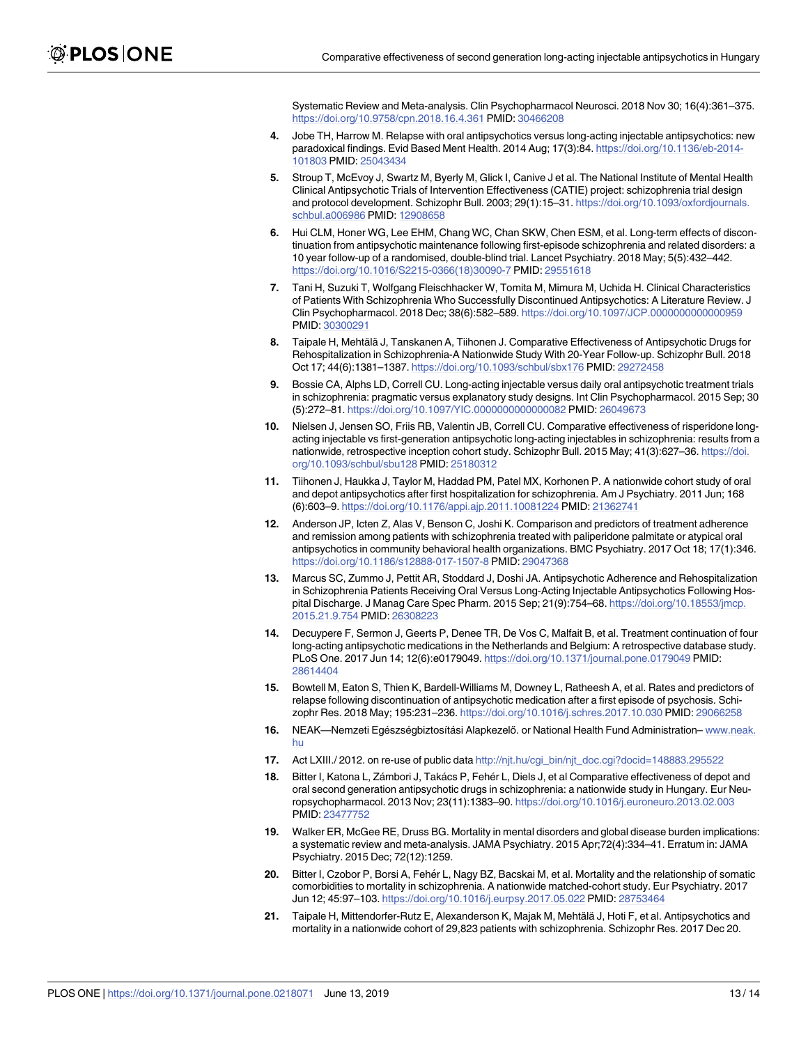Systematic Review and Meta-analysis. Clin Psychopharmacol Neurosci. 2018 Nov 30; 16(4):361–375. https://doi.org/10.9758/cpn.2018.16.4.361 PMID: 30466208

4. Jobe TH, Harrow M. Relapse with oral antipsychotics versus long-acting injectable antipsychotics: new paradoxical findings. Evid Based Ment Health. 2014 Aug; 17(3):84. https://doi.org/10.1136/eb-2014-101803 PMID: 25043434
5. Stroup T, McEvoy J, Swartz M, Byerly M, Glick I, Canive J et al. The National Institute of Mental Health Clinical Antipsychotic Trials of Intervention Effectiveness (CATIE) project: schizophrenia trial design and protocol development. Schizophr Bull. 2003; 29(1):15–31. https://doi.org/10.1093/oxfordjournals.schbul.a006986 PMID: 12908658
6. Hui CLM, Honer WG, Lee EHM, Chang WC, Chan SKW, Chen ESM, et al. Long-term effects of discontinuation from antipsychotic maintenance following first-episode schizophrenia and related disorders: a 10 year follow-up of a randomised, double-blind trial. Lancet Psychiatry. 2018 May; 5(5):432–442. https://doi.org/10.1016/S2215-0366(18)30090-7 PMID: 29551618
7. Tani H, Suzuki T, Wolfgang Fleischhacker W, Tomita M, Mimura M, Uchida H. Clinical Characteristics of Patients With Schizophrenia Who Successfully Discontinued Antipsychotics: A Literature Review. J Clin Psychopharmacol. 2018 Dec; 38(6):582–589. https://doi.org/10.1097/JCP.0000000000000959 PMID: 30300291
8. Taipale H, Mehtälä J, Tanskanen A, Tiihonen J. Comparative Effectiveness of Antipsychotic Drugs for Rehospitalization in Schizophrenia-A Nationwide Study With 20-Year Follow-up. Schizophr Bull. 2018 Oct 17; 44(6):1381–1387. https://doi.org/10.1093/schbul/sbx176 PMID: 29272458
9. Bossie CA, Alphs LD, Correll CU. Long-acting injectable versus daily oral antipsychotic treatment trials in schizophrenia: pragmatic versus explanatory study designs. Int Clin Psychopharmacol. 2015 Sep; 30 (5):272–81. https://doi.org/10.1097/YIC.0000000000000082 PMID: 26049673
10. Nielsen J, Jensen SO, Friis RB, Valentin JB, Correll CU. Comparative effectiveness of risperidone long-acting injectable vs first-generation antipsychotic long-acting injectables in schizophrenia: results from a nationwide, retrospective inception cohort study. Schizophr Bull. 2015 May; 41(3):627–36. https://doi.org/10.1093/schbul/sbu128 PMID: 25180312
11. Tiihonen J, Haukka J, Taylor M, Haddad PM, Patel MX, Korhonen P. A nationwide cohort study of oral and depot antipsychotics after first hospitalization for schizophrenia. Am J Psychiatry. 2011 Jun; 168 (6):603–9. https://doi.org/10.1176/appi.ajp.2011.10081224 PMID: 21362741
12. Anderson JP, Icten Z, Alas V, Benson C, Joshi K. Comparison and predictors of treatment adherence and remission among patients with schizophrenia treated with paliperidone palmitate or atypical oral antipsychotics in community behavioral health organizations. BMC Psychiatry. 2017 Oct 18; 17(1):346. https://doi.org/10.1186/s12888-017-1507-8 PMID: 29047368
13. Marcus SC, Zummo J, Pettit AR, Stoddard J, Doshi JA. Antipsychotic Adherence and Rehospitalization in Schizophrenia Patients Receiving Oral Versus Long-Acting Injectable Antipsychotics Following Hospital Discharge. J Manag Care Spec Pharm. 2015 Sep; 21(9):754–68. https://doi.org/10.18553/jmcp.2015.21.9.754 PMID: 26308223
14. Decuypere F, Sermon J, Geerts P, Denee TR, De Vos C, Malfait B, et al. Treatment continuation of four long-acting antipsychotic medications in the Netherlands and Belgium: A retrospective database study. PLoS One. 2017 Jun 14; 12(6):e0179049. https://doi.org/10.1371/journal.pone.0179049 PMID: 28614404
15. Bowtell M, Eaton S, Thien K, Bardell-Williams M, Downey L, Ratheesh A, et al. Rates and predictors of relapse following discontinuation of antipsychotic medication after a first episode of psychosis. Schizophr Res. 2018 May; 195:231–236. https://doi.org/10.1016/j.schres.2017.10.030 PMID: 29066258
16. NEAK—Nemzeti Egészségbiztosítási Alapkezelő. or National Health Fund Administration– www.neak.hu
17. Act LXIII./ 2012. on re-use of public data http://njt.hu/cgi_bin/njt_doc.cgi?docid=148883.295522
18. Bitter I, Katona L, Zámbori J, Takács P, Fehér L, Diels J, et al Comparative effectiveness of depot and oral second generation antipsychotic drugs in schizophrenia: a nationwide study in Hungary. Eur Neuropsychopharmacol. 2013 Nov; 23(11):1383–90. https://doi.org/10.1016/j.euroneuro.2013.02.003 PMID: 23477752
19. Walker ER, McGee RE, Druss BG. Mortality in mental disorders and global disease burden implications: a systematic review and meta-analysis. JAMA Psychiatry. 2015 Apr;72(4):334–41. Erratum in: JAMA Psychiatry. 2015 Dec; 72(12):1259.
20. Bitter I, Czobor P, Borsi A, Fehér L, Nagy BZ, Bacskai M, et al. Mortality and the relationship of somatic comorbidities to mortality in schizophrenia. A nationwide matched-cohort study. Eur Psychiatry. 2017 Jun 12; 45:97–103. https://doi.org/10.1016/j.eurpsy.2017.05.022 PMID: 28753464
21. Taipale H, Mittendorfer-Rutz E, Alexanderson K, Majak M, Mehtälä J, Hoti F, et al. Antipsychotics and mortality in a nationwide cohort of 29,823 patients with schizophrenia. Schizophr Res. 2017 Dec 20.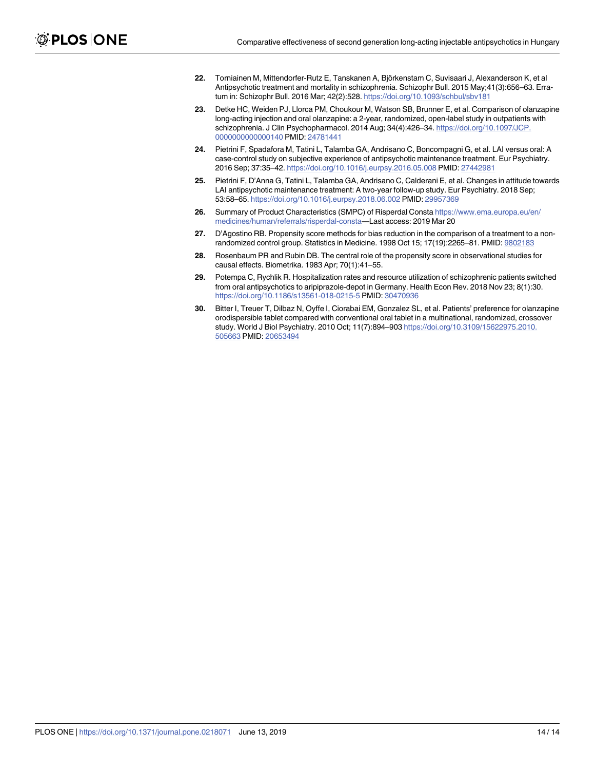22. Torniainen M, Mittendorfer-Rutz E, Tanskanen A, Björkenstam C, Suvisaari J, Alexanderson K, et al Antipsychotic treatment and mortality in schizophrenia. Schizophr Bull. 2015 May;41(3):656–63. Erratum in: Schizophr Bull. 2016 Mar; 42(2):528. https://doi.org/10.1093/schbul/sbv181

23. Detke HC, Weiden PJ, Llorca PM, Choukour M, Watson SB, Brunner E, et al. Comparison of olanzapine long-acting injection and oral olanzapine: a 2-year, randomized, open-label study in outpatients with schizophrenia. J Clin Psychopharmacol. 2014 Aug; 34(4):426–34. https://doi.org/10.1097/JCP.0000000000000140 PMID: 24781441

24. Pietrini F, Spadafora M, Tatini L, Talamba GA, Andrisano C, Boncompagni G, et al. LAI versus oral: A case-control study on subjective experience of antipsychotic maintenance treatment. Eur Psychiatry. 2016 Sep; 37:35–42. https://doi.org/10.1016/j.eurpsy.2016.05.008 PMID: 27442981

25. Pietrini F, D'Anna G, Tatini L, Talamba GA, Andrisano C, Calderani E, et al. Changes in attitude towards LAI antipsychotic maintenance treatment: A two-year follow-up study. Eur Psychiatry. 2018 Sep; 53:58–65. https://doi.org/10.1016/j.eurpsy.2018.06.002 PMID: 29957369

26. Summary of Product Characteristics (SMPC) of Risperdal Consta https://www.ema.europa.eu/en/medicines/human/referrals/risperdal-consta—Last access: 2019 Mar 20

27. D'Agostino RB. Propensity score methods for bias reduction in the comparison of a treatment to a non-randomized control group. Statistics in Medicine. 1998 Oct 15; 17(19):2265–81. PMID: 9802183

28. Rosenbaum PR and Rubin DB. The central role of the propensity score in observational studies for causal effects. Biometrika. 1983 Apr; 70(1):41–55.

29. Potempa C, Rychlik R. Hospitalization rates and resource utilization of schizophrenic patients switched from oral antipsychotics to aripiprazole-depot in Germany. Health Econ Rev. 2018 Nov 23; 8(1):30. https://doi.org/10.1186/s13561-018-0215-5 PMID: 30470936

30. Bitter I, Treuer T, Dilbaz N, Oyffe I, Ciorabai EM, Gonzalez SL, et al. Patients' preference for olanzapine orodispersible tablet compared with conventional oral tablet in a multinational, randomized, crossover study. World J Biol Psychiatry. 2010 Oct; 11(7):894–903 https://doi.org/10.3109/15622975.2010.505663 PMID: 20653494